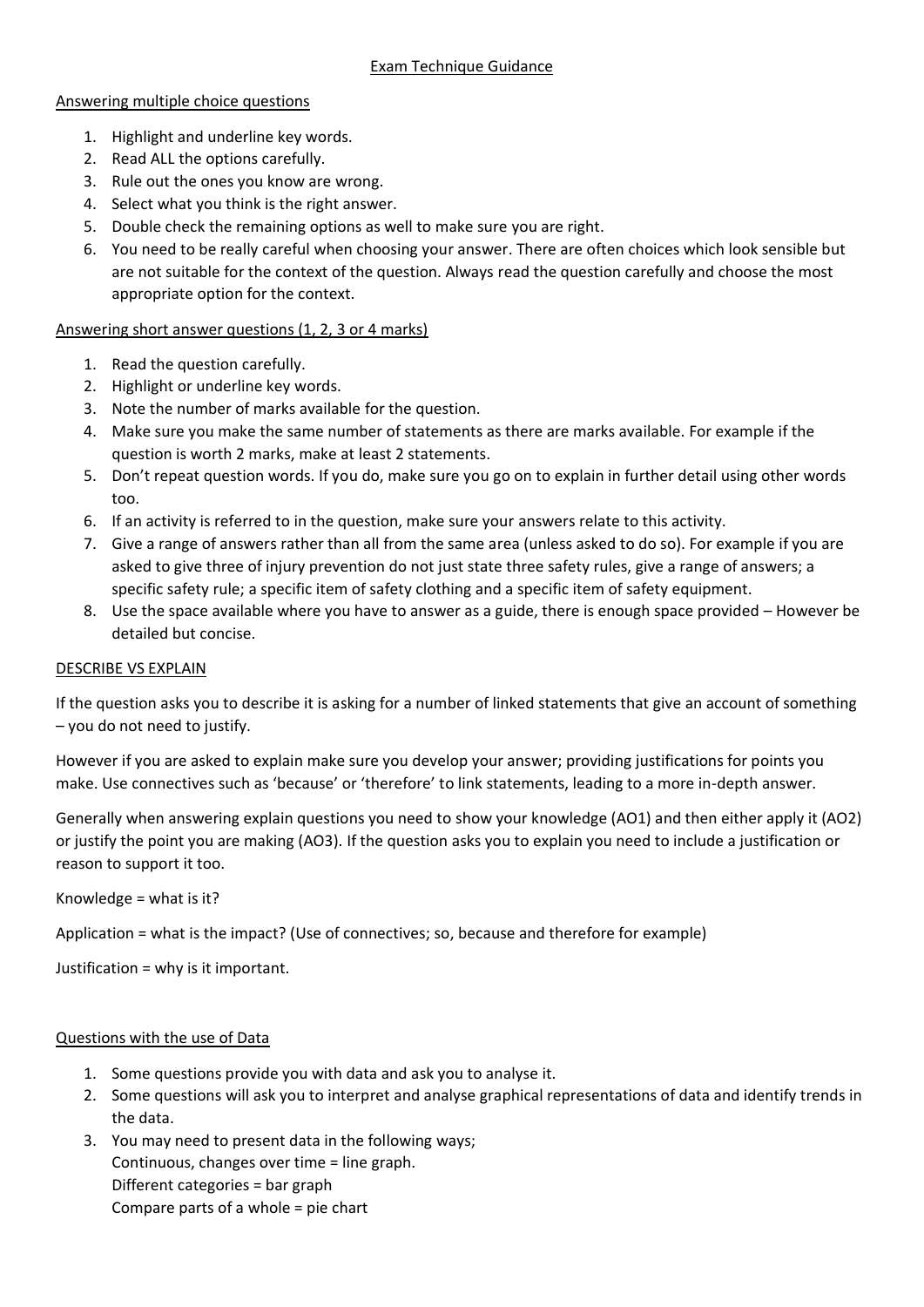# Exam Technique Guidance

## Answering multiple choice questions

1. Highlight and underline key words.
2. Read ALL the options carefully.
3. Rule out the ones you know are wrong.
4. Select what you think is the right answer.
5. Double check the remaining options as well to make sure you are right.
6. You need to be really careful when choosing your answer. There are often choices which look sensible but are not suitable for the context of the question. Always read the question carefully and choose the most appropriate option for the context.

## Answering short answer questions (1, 2, 3 or 4 marks)

1. Read the question carefully.
2. Highlight or underline key words.
3. Note the number of marks available for the question.
4. Make sure you make the same number of statements as there are marks available. For example if the question is worth 2 marks, make at least 2 statements.
5. Don't repeat question words. If you do, make sure you go on to explain in further detail using other words too.
6. If an activity is referred to in the question, make sure your answers relate to this activity.
7. Give a range of answers rather than all from the same area (unless asked to do so). For example if you are asked to give three of injury prevention do not just state three safety rules, give a range of answers; a specific safety rule; a specific item of safety clothing and a specific item of safety equipment.
8. Use the space available where you have to answer as a guide, there is enough space provided – However be detailed but concise.

## DESCRIBE VS EXPLAIN

If the question asks you to describe it is asking for a number of linked statements that give an account of something – you do not need to justify.

However if you are asked to explain make sure you develop your answer; providing justifications for points you make. Use connectives such as 'because' or 'therefore' to link statements, leading to a more in-depth answer.

Generally when answering explain questions you need to show your knowledge (AO1) and then either apply it (AO2) or justify the point you are making (AO3). If the question asks you to explain you need to include a justification or reason to support it too.

Knowledge = what is it?

Application = what is the impact? (Use of connectives; so, because and therefore for example)

Justification = why is it important.

## Questions with the use of Data

1. Some questions provide you with data and ask you to analyse it.
2. Some questions will ask you to interpret and analyse graphical representations of data and identify trends in the data.
3. You may need to present data in the following ways;
   Continuous, changes over time = line graph.
   Different categories = bar graph
   Compare parts of a whole = pie chart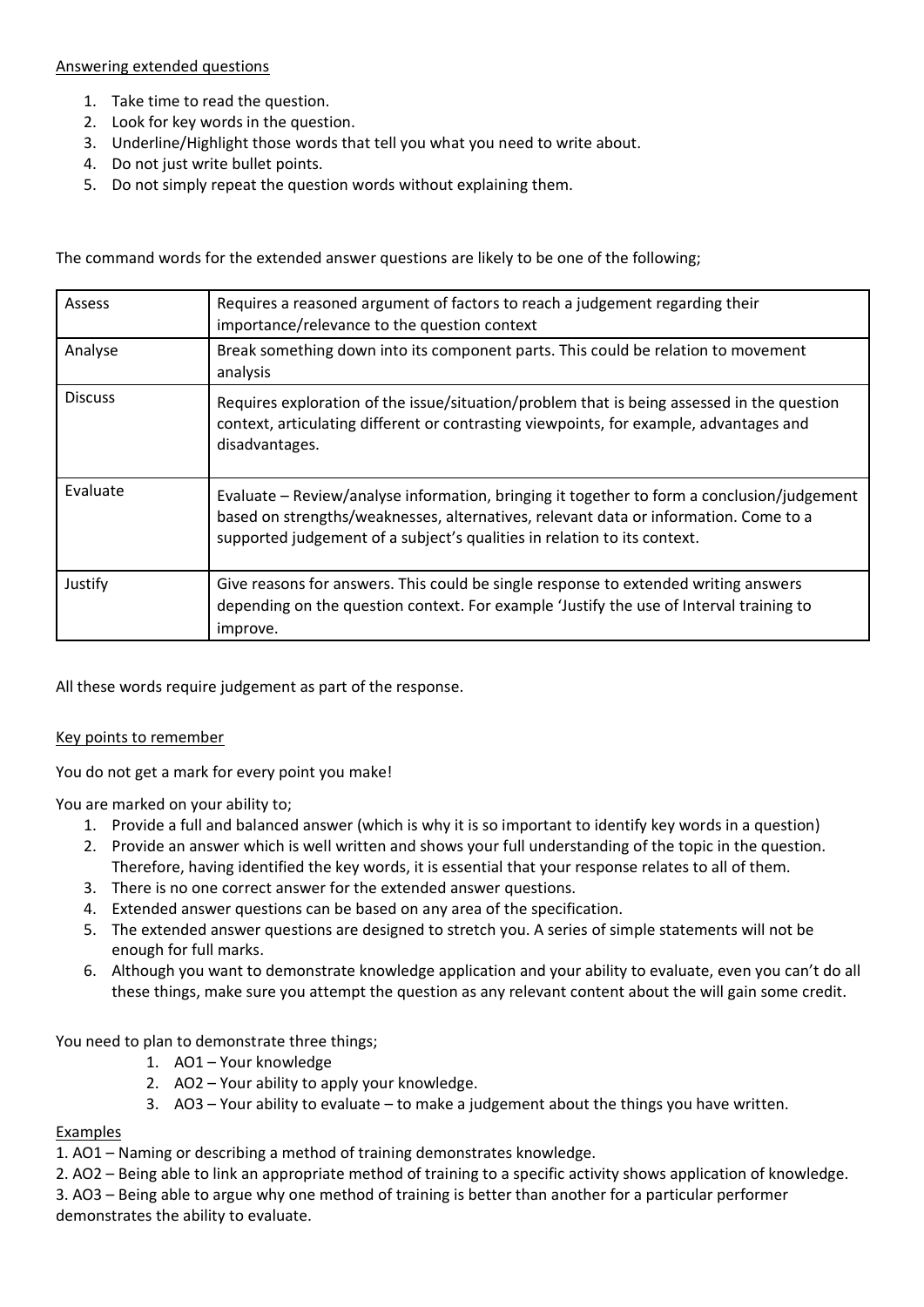Answering extended questions

1. Take time to read the question.
2. Look for key words in the question.
3. Underline/Highlight those words that tell you what you need to write about.
4. Do not just write bullet points.
5. Do not simply repeat the question words without explaining them.

The command words for the extended answer questions are likely to be one of the following;

| | |
|---|---|
| Assess | Requires a reasoned argument of factors to reach a judgement regarding their importance/relevance to the question context |
| Analyse | Break something down into its component parts. This could be relation to movement analysis |
| Discuss | Requires exploration of the issue/situation/problem that is being assessed in the question context, articulating different or contrasting viewpoints, for example, advantages and disadvantages. |
| Evaluate | Evaluate – Review/analyse information, bringing it together to form a conclusion/judgement based on strengths/weaknesses, alternatives, relevant data or information. Come to a supported judgement of a subject's qualities in relation to its context. |
| Justify | Give reasons for answers. This could be single response to extended writing answers depending on the question context. For example 'Justify the use of Interval training to improve. |

All these words require judgement as part of the response.

Key points to remember

You do not get a mark for every point you make!

You are marked on your ability to;

1. Provide a full and balanced answer (which is why it is so important to identify key words in a question)
2. Provide an answer which is well written and shows your full understanding of the topic in the question. Therefore, having identified the key words, it is essential that your response relates to all of them.
3. There is no one correct answer for the extended answer questions.
4. Extended answer questions can be based on any area of the specification.
5. The extended answer questions are designed to stretch you. A series of simple statements will not be enough for full marks.
6. Although you want to demonstrate knowledge application and your ability to evaluate, even you can't do all these things, make sure you attempt the question as any relevant content about the will gain some credit.

You need to plan to demonstrate three things;

1. AO1 – Your knowledge
2. AO2 – Your ability to apply your knowledge.
3. AO3 – Your ability to evaluate – to make a judgement about the things you have written.

Examples

1. AO1 – Naming or describing a method of training demonstrates knowledge.
2. AO2 – Being able to link an appropriate method of training to a specific activity shows application of knowledge.
3. AO3 – Being able to argue why one method of training is better than another for a particular performer demonstrates the ability to evaluate.